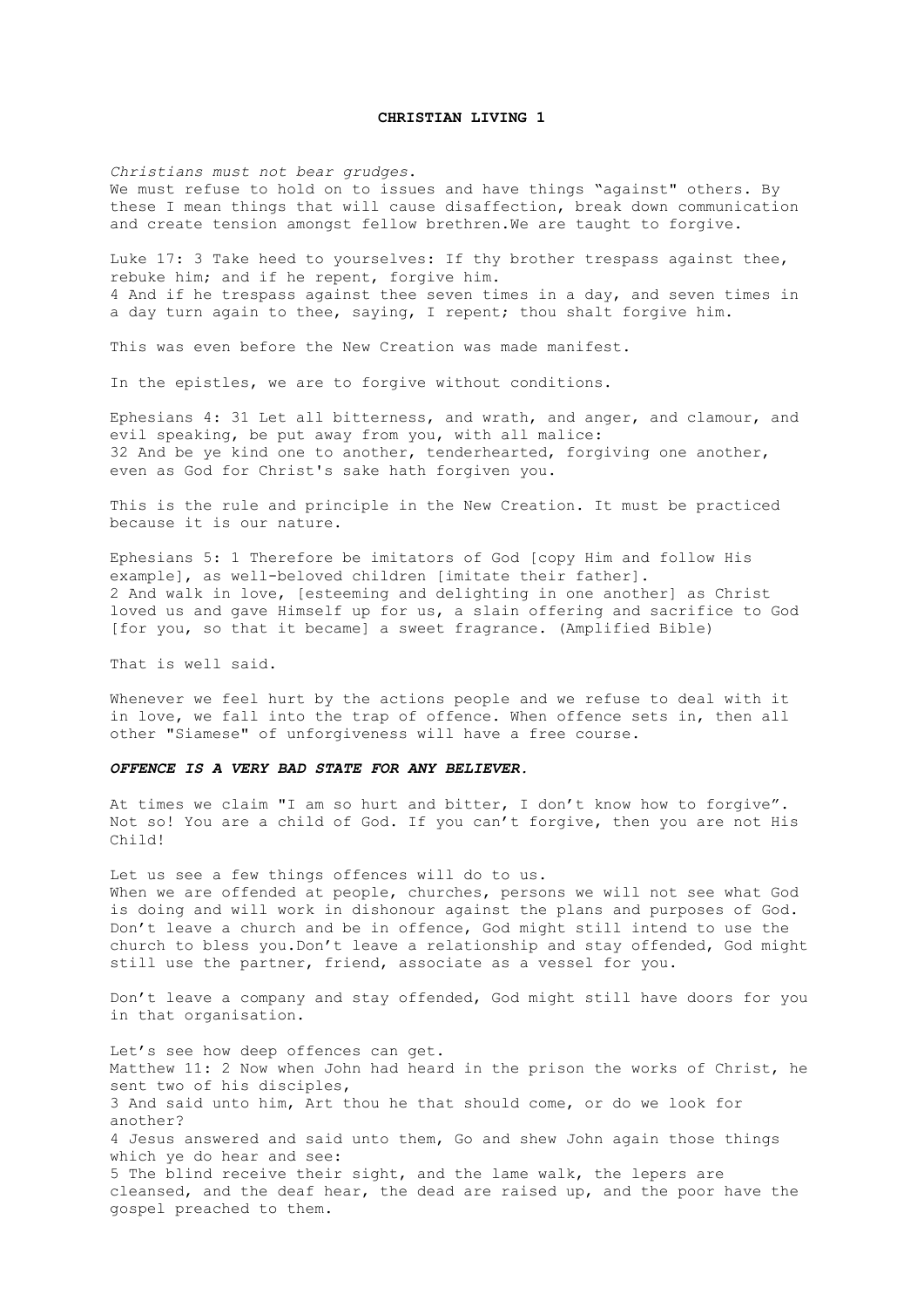# CHRISTIAN LIVING 1

*Christians must not bear grudges.*
We must refuse to hold on to issues and have things “against” others. By these I mean things that will cause disaffection, break down communication and create tension amongst fellow brethren.We are taught to forgive.

Luke 17: 3 Take heed to yourselves: If thy brother trespass against thee, rebuke him; and if he repent, forgive him.
4 And if he trespass against thee seven times in a day, and seven times in a day turn again to thee, saying, I repent; thou shalt forgive him.

This was even before the New Creation was made manifest.

In the epistles, we are to forgive without conditions.

Ephesians 4: 31 Let all bitterness, and wrath, and anger, and clamour, and evil speaking, be put away from you, with all malice:
32 And be ye kind one to another, tenderhearted, forgiving one another, even as God for Christ's sake hath forgiven you.

This is the rule and principle in the New Creation. It must be practiced because it is our nature.

Ephesians 5: 1 Therefore be imitators of God [copy Him and follow His example], as well-beloved children [imitate their father].
2 And walk in love, [esteeming and delighting in one another] as Christ loved us and gave Himself up for us, a slain offering and sacrifice to God [for you, so that it became] a sweet fragrance. (Amplified Bible)

That is well said.

Whenever we feel hurt by the actions people and we refuse to deal with it in love, we fall into the trap of offence. When offence sets in, then all other "Siamese" of unforgiveness will have a free course.

***OFFENCE IS A VERY BAD STATE FOR ANY BELIEVER.***

At times we claim "I am so hurt and bitter, I don’t know how to forgive”. Not so! You are a child of God. If you can’t forgive, then you are not His Child!

Let us see a few things offences will do to us.
When we are offended at people, churches, persons we will not see what God is doing and will work in dishonour against the plans and purposes of God. Don’t leave a church and be in offence, God might still intend to use the church to bless you.Don’t leave a relationship and stay offended, God might still use the partner, friend, associate as a vessel for you.

Don’t leave a company and stay offended, God might still have doors for you in that organisation.

Let’s see how deep offences can get.
Matthew 11: 2 Now when John had heard in the prison the works of Christ, he sent two of his disciples,
3 And said unto him, Art thou he that should come, or do we look for another?
4 Jesus answered and said unto them, Go and shew John again those things which ye do hear and see:
5 The blind receive their sight, and the lame walk, the lepers are cleansed, and the deaf hear, the dead are raised up, and the poor have the gospel preached to them.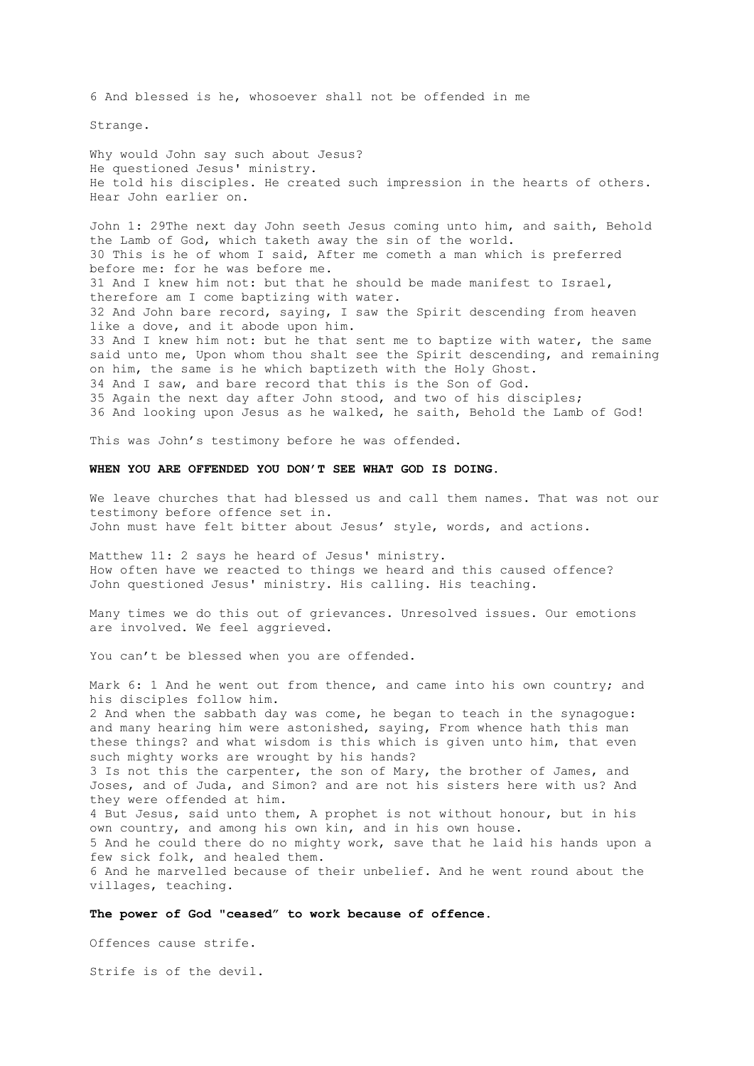6 And blessed is he, whosoever shall not be offended in me

Strange.

Why would John say such about Jesus?
He questioned Jesus' ministry.
He told his disciples. He created such impression in the hearts of others.
Hear John earlier on.

John 1: 29The next day John seeth Jesus coming unto him, and saith, Behold the Lamb of God, which taketh away the sin of the world.
30 This is he of whom I said, After me cometh a man which is preferred before me: for he was before me.
31 And I knew him not: but that he should be made manifest to Israel, therefore am I come baptizing with water.
32 And John bare record, saying, I saw the Spirit descending from heaven like a dove, and it abode upon him.
33 And I knew him not: but he that sent me to baptize with water, the same said unto me, Upon whom thou shalt see the Spirit descending, and remaining on him, the same is he which baptizeth with the Holy Ghost.
34 And I saw, and bare record that this is the Son of God.
35 Again the next day after John stood, and two of his disciples;
36 And looking upon Jesus as he walked, he saith, Behold the Lamb of God!

This was John's testimony before he was offended.

**WHEN YOU ARE OFFENDED YOU DON'T SEE WHAT GOD IS DOING.**

We leave churches that had blessed us and call them names. That was not our testimony before offence set in.
John must have felt bitter about Jesus' style, words, and actions.

Matthew 11: 2 says he heard of Jesus' ministry.
How often have we reacted to things we heard and this caused offence?
John questioned Jesus' ministry. His calling. His teaching.

Many times we do this out of grievances. Unresolved issues. Our emotions are involved. We feel aggrieved.

You can't be blessed when you are offended.

Mark 6: 1 And he went out from thence, and came into his own country; and his disciples follow him.
2 And when the sabbath day was come, he began to teach in the synagogue: and many hearing him were astonished, saying, From whence hath this man these things? and what wisdom is this which is given unto him, that even such mighty works are wrought by his hands?
3 Is not this the carpenter, the son of Mary, the brother of James, and Joses, and of Juda, and Simon? and are not his sisters here with us? And they were offended at him.
4 But Jesus, said unto them, A prophet is not without honour, but in his own country, and among his own kin, and in his own house.
5 And he could there do no mighty work, save that he laid his hands upon a few sick folk, and healed them.
6 And he marvelled because of their unbelief. And he went round about the villages, teaching.

**The power of God "ceased" to work because of offence.**

Offences cause strife.

Strife is of the devil.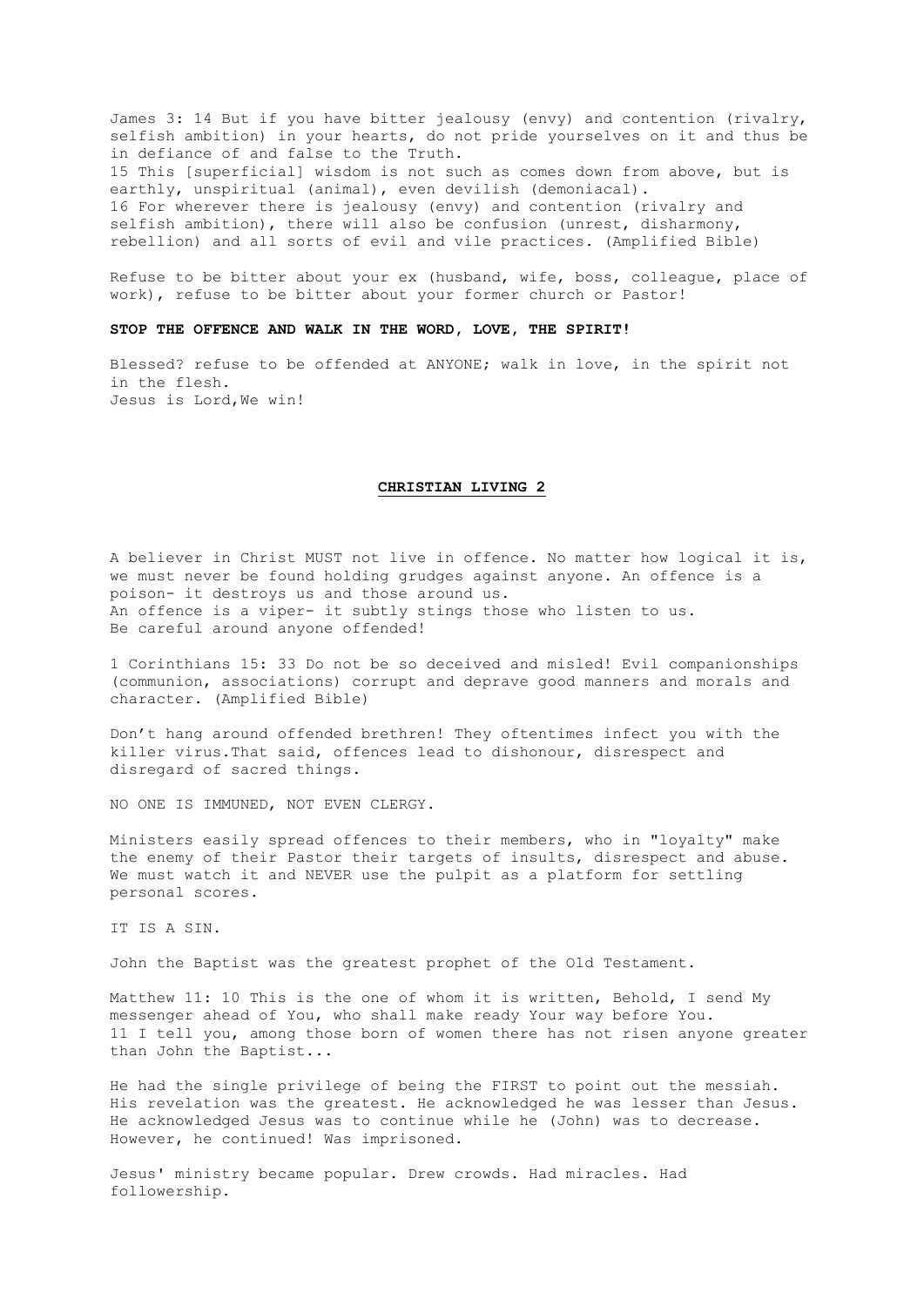James 3: 14 But if you have bitter jealousy (envy) and contention (rivalry, selfish ambition) in your hearts, do not pride yourselves on it and thus be in defiance of and false to the Truth.
15 This [superficial] wisdom is not such as comes down from above, but is earthly, unspiritual (animal), even devilish (demoniacal).
16 For wherever there is jealousy (envy) and contention (rivalry and selfish ambition), there will also be confusion (unrest, disharmony, rebellion) and all sorts of evil and vile practices. (Amplified Bible)

Refuse to be bitter about your ex (husband, wife, boss, colleague, place of work), refuse to be bitter about your former church or Pastor!

**STOP THE OFFENCE AND WALK IN THE WORD, LOVE, THE SPIRIT!**

Blessed? refuse to be offended at ANYONE; walk in love, in the spirit not in the flesh.
Jesus is Lord,We win!

## CHRISTIAN LIVING 2

A believer in Christ MUST not live in offence. No matter how logical it is, we must never be found holding grudges against anyone. An offence is a poison- it destroys us and those around us.
An offence is a viper- it subtly stings those who listen to us.
Be careful around anyone offended!

1 Corinthians 15: 33 Do not be so deceived and misled! Evil companionships (communion, associations) corrupt and deprave good manners and morals and character. (Amplified Bible)

Don't hang around offended brethren! They oftentimes infect you with the killer virus.That said, offences lead to dishonour, disrespect and disregard of sacred things.

NO ONE IS IMMUNED, NOT EVEN CLERGY.

Ministers easily spread offences to their members, who in "loyalty" make the enemy of their Pastor their targets of insults, disrespect and abuse. We must watch it and NEVER use the pulpit as a platform for settling personal scores.

IT IS A SIN.

John the Baptist was the greatest prophet of the Old Testament.

Matthew 11: 10 This is the one of whom it is written, Behold, I send My messenger ahead of You, who shall make ready Your way before You.
11 I tell you, among those born of women there has not risen anyone greater than John the Baptist...

He had the single privilege of being the FIRST to point out the messiah. His revelation was the greatest. He acknowledged he was lesser than Jesus. He acknowledged Jesus was to continue while he (John) was to decrease. However, he continued! Was imprisoned.

Jesus' ministry became popular. Drew crowds. Had miracles. Had followership.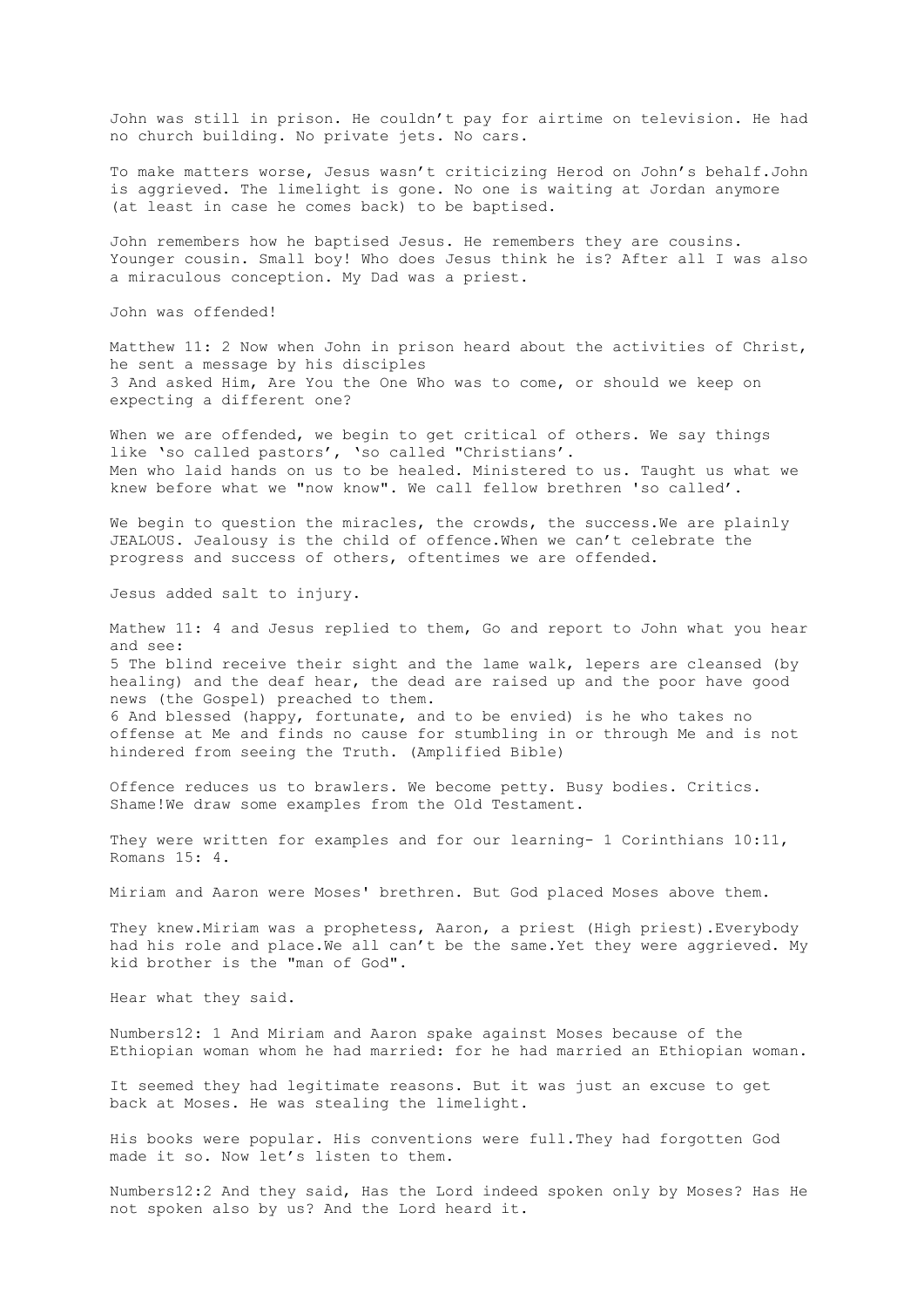John was still in prison. He couldn't pay for airtime on television. He had no church building. No private jets. No cars.

To make matters worse, Jesus wasn't criticizing Herod on John's behalf.John is aggrieved. The limelight is gone. No one is waiting at Jordan anymore (at least in case he comes back) to be baptised.

John remembers how he baptised Jesus. He remembers they are cousins. Younger cousin. Small boy! Who does Jesus think he is? After all I was also a miraculous conception. My Dad was a priest.

John was offended!

Matthew 11: 2 Now when John in prison heard about the activities of Christ, he sent a message by his disciples
3 And asked Him, Are You the One Who was to come, or should we keep on expecting a different one?

When we are offended, we begin to get critical of others. We say things like 'so called pastors', 'so called "Christians'.
Men who laid hands on us to be healed. Ministered to us. Taught us what we knew before what we "now know". We call fellow brethren 'so called'.

We begin to question the miracles, the crowds, the success.We are plainly JEALOUS. Jealousy is the child of offence.When we can't celebrate the progress and success of others, oftentimes we are offended.

Jesus added salt to injury.

Mathew 11: 4 and Jesus replied to them, Go and report to John what you hear and see:
5 The blind receive their sight and the lame walk, lepers are cleansed (by healing) and the deaf hear, the dead are raised up and the poor have good news (the Gospel) preached to them.
6 And blessed (happy, fortunate, and to be envied) is he who takes no offense at Me and finds no cause for stumbling in or through Me and is not hindered from seeing the Truth. (Amplified Bible)

Offence reduces us to brawlers. We become petty. Busy bodies. Critics. Shame!We draw some examples from the Old Testament.

They were written for examples and for our learning- 1 Corinthians 10:11, Romans 15: 4.

Miriam and Aaron were Moses' brethren. But God placed Moses above them.

They knew.Miriam was a prophetess, Aaron, a priest (High priest).Everybody had his role and place.We all can't be the same.Yet they were aggrieved. My kid brother is the "man of God".

Hear what they said.

Numbers12: 1 And Miriam and Aaron spake against Moses because of the Ethiopian woman whom he had married: for he had married an Ethiopian woman.

It seemed they had legitimate reasons. But it was just an excuse to get back at Moses. He was stealing the limelight.

His books were popular. His conventions were full.They had forgotten God made it so. Now let's listen to them.

Numbers12:2 And they said, Has the Lord indeed spoken only by Moses? Has He not spoken also by us? And the Lord heard it.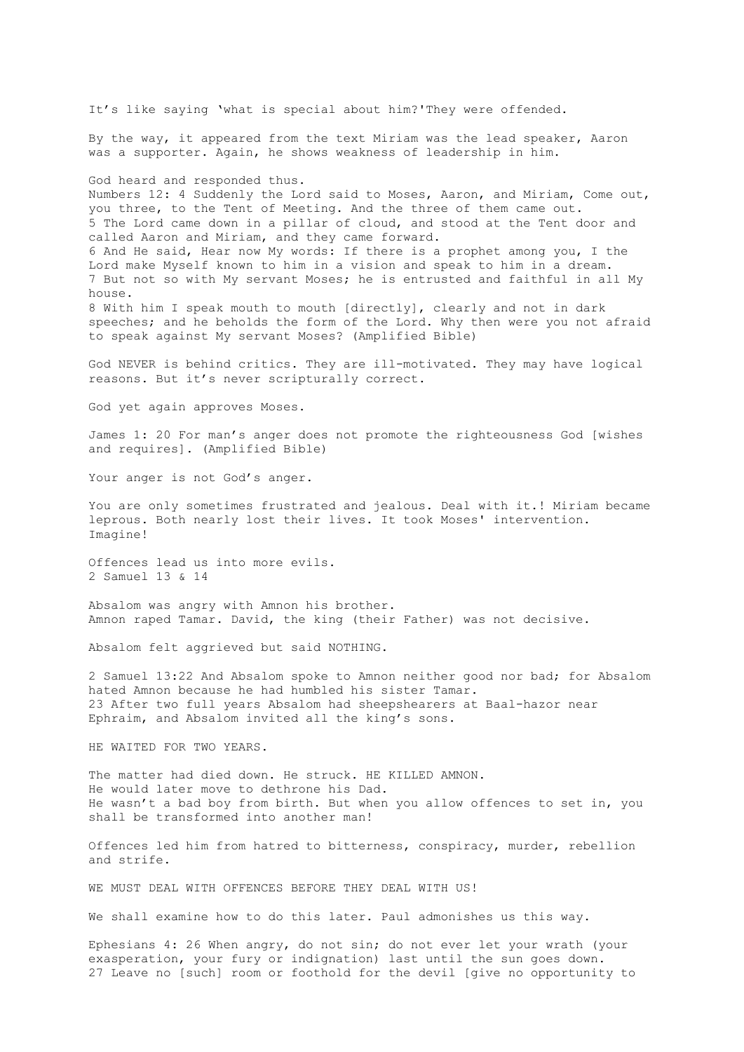It’s like saying ‘what is special about him?'They were offended.

By the way, it appeared from the text Miriam was the lead speaker, Aaron was a supporter. Again, he shows weakness of leadership in him.

God heard and responded thus.
Numbers 12: 4 Suddenly the Lord said to Moses, Aaron, and Miriam, Come out, you three, to the Tent of Meeting. And the three of them came out.
5 The Lord came down in a pillar of cloud, and stood at the Tent door and called Aaron and Miriam, and they came forward.
6 And He said, Hear now My words: If there is a prophet among you, I the Lord make Myself known to him in a vision and speak to him in a dream.
7 But not so with My servant Moses; he is entrusted and faithful in all My house.
8 With him I speak mouth to mouth [directly], clearly and not in dark speeches; and he beholds the form of the Lord. Why then were you not afraid to speak against My servant Moses? (Amplified Bible)

God NEVER is behind critics. They are ill-motivated. They may have logical reasons. But it’s never scripturally correct.

God yet again approves Moses.

James 1: 20 For man’s anger does not promote the righteousness God [wishes and requires]. (Amplified Bible)

Your anger is not God’s anger.

You are only sometimes frustrated and jealous. Deal with it.! Miriam became leprous. Both nearly lost their lives. It took Moses' intervention. Imagine!

Offences lead us into more evils.
2 Samuel 13 & 14

Absalom was angry with Amnon his brother.
Amnon raped Tamar. David, the king (their Father) was not decisive.

Absalom felt aggrieved but said NOTHING.

2 Samuel 13:22 And Absalom spoke to Amnon neither good nor bad; for Absalom hated Amnon because he had humbled his sister Tamar.
23 After two full years Absalom had sheepshearers at Baal-hazor near Ephraim, and Absalom invited all the king’s sons.

HE WAITED FOR TWO YEARS.

The matter had died down. He struck. HE KILLED AMNON.
He would later move to dethrone his Dad.
He wasn’t a bad boy from birth. But when you allow offences to set in, you shall be transformed into another man!

Offences led him from hatred to bitterness, conspiracy, murder, rebellion and strife.

WE MUST DEAL WITH OFFENCES BEFORE THEY DEAL WITH US!

We shall examine how to do this later. Paul admonishes us this way.

Ephesians 4: 26 When angry, do not sin; do not ever let your wrath (your exasperation, your fury or indignation) last until the sun goes down.
27 Leave no [such] room or foothold for the devil [give no opportunity to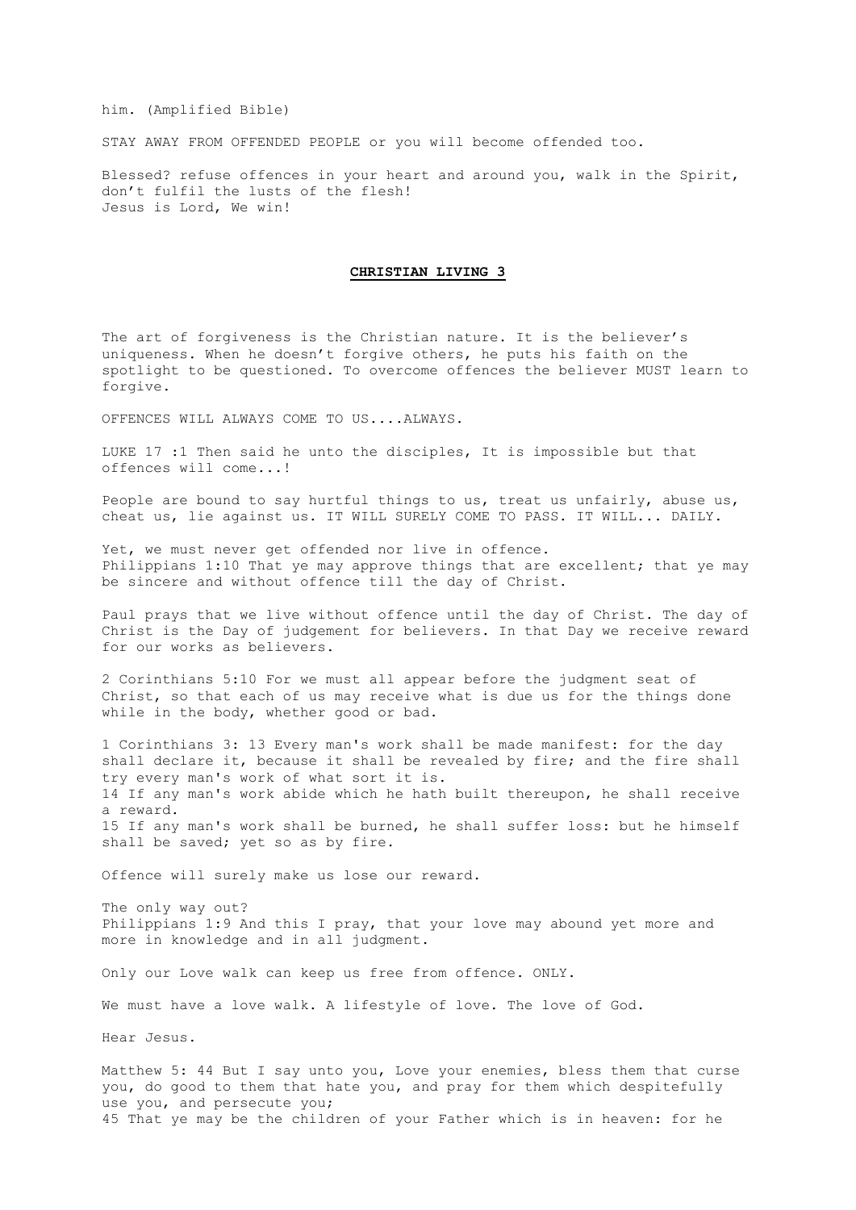him. (Amplified Bible)

STAY AWAY FROM OFFENDED PEOPLE or you will become offended too.

Blessed? refuse offences in your heart and around you, walk in the Spirit, don't fulfil the lusts of the flesh!
Jesus is Lord, We win!

## **CHRISTIAN LIVING 3**

The art of forgiveness is the Christian nature. It is the believer's uniqueness. When he doesn't forgive others, he puts his faith on the spotlight to be questioned. To overcome offences the believer MUST learn to forgive.

OFFENCES WILL ALWAYS COME TO US....ALWAYS.

LUKE 17 :1 Then said he unto the disciples, It is impossible but that offences will come...!

People are bound to say hurtful things to us, treat us unfairly, abuse us, cheat us, lie against us. IT WILL SURELY COME TO PASS. IT WILL... DAILY.

Yet, we must never get offended nor live in offence.
Philippians 1:10 That ye may approve things that are excellent; that ye may be sincere and without offence till the day of Christ.

Paul prays that we live without offence until the day of Christ. The day of Christ is the Day of judgement for believers. In that Day we receive reward for our works as believers.

2 Corinthians 5:10 For we must all appear before the judgment seat of Christ, so that each of us may receive what is due us for the things done while in the body, whether good or bad.

1 Corinthians 3: 13 Every man's work shall be made manifest: for the day shall declare it, because it shall be revealed by fire; and the fire shall try every man's work of what sort it is.
14 If any man's work abide which he hath built thereupon, he shall receive a reward.
15 If any man's work shall be burned, he shall suffer loss: but he himself shall be saved; yet so as by fire.

Offence will surely make us lose our reward.

The only way out?
Philippians 1:9 And this I pray, that your love may abound yet more and more in knowledge and in all judgment.

Only our Love walk can keep us free from offence. ONLY.

We must have a love walk. A lifestyle of love. The love of God.

Hear Jesus.

Matthew 5: 44 But I say unto you, Love your enemies, bless them that curse you, do good to them that hate you, and pray for them which despitefully use you, and persecute you;
45 That ye may be the children of your Father which is in heaven: for he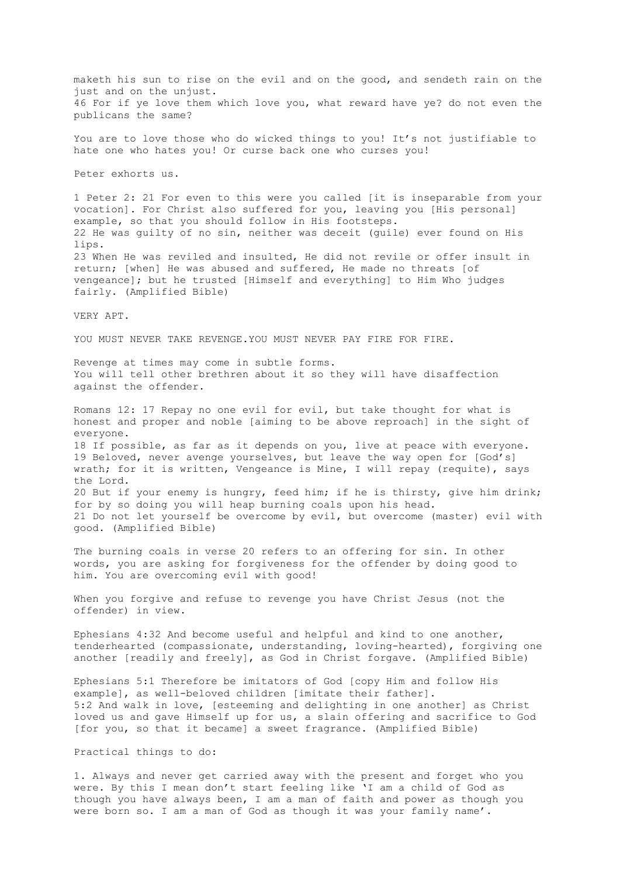maketh his sun to rise on the evil and on the good, and sendeth rain on the just and on the unjust.
46 For if ye love them which love you, what reward have ye? do not even the publicans the same?

You are to love those who do wicked things to you! It's not justifiable to hate one who hates you! Or curse back one who curses you!

Peter exhorts us.

1 Peter 2: 21 For even to this were you called [it is inseparable from your vocation]. For Christ also suffered for you, leaving you [His personal] example, so that you should follow in His footsteps.
22 He was guilty of no sin, neither was deceit (guile) ever found on His lips.
23 When He was reviled and insulted, He did not revile or offer insult in return; [when] He was abused and suffered, He made no threats [of vengeance]; but he trusted [Himself and everything] to Him Who judges fairly. (Amplified Bible)

VERY APT.

YOU MUST NEVER TAKE REVENGE.YOU MUST NEVER PAY FIRE FOR FIRE.

Revenge at times may come in subtle forms.
You will tell other brethren about it so they will have disaffection against the offender.

Romans 12: 17 Repay no one evil for evil, but take thought for what is honest and proper and noble [aiming to be above reproach] in the sight of everyone.
18 If possible, as far as it depends on you, live at peace with everyone.
19 Beloved, never avenge yourselves, but leave the way open for [God's] wrath; for it is written, Vengeance is Mine, I will repay (requite), says the Lord.
20 But if your enemy is hungry, feed him; if he is thirsty, give him drink; for by so doing you will heap burning coals upon his head.
21 Do not let yourself be overcome by evil, but overcome (master) evil with good. (Amplified Bible)

The burning coals in verse 20 refers to an offering for sin. In other words, you are asking for forgiveness for the offender by doing good to him. You are overcoming evil with good!

When you forgive and refuse to revenge you have Christ Jesus (not the offender) in view.

Ephesians 4:32 And become useful and helpful and kind to one another, tenderhearted (compassionate, understanding, loving-hearted), forgiving one another [readily and freely], as God in Christ forgave. (Amplified Bible)

Ephesians 5:1 Therefore be imitators of God [copy Him and follow His example], as well-beloved children [imitate their father].
5:2 And walk in love, [esteeming and delighting in one another] as Christ loved us and gave Himself up for us, a slain offering and sacrifice to God [for you, so that it became] a sweet fragrance. (Amplified Bible)

Practical things to do:

1. Always and never get carried away with the present and forget who you were. By this I mean don't start feeling like 'I am a child of God as though you have always been, I am a man of faith and power as though you were born so. I am a man of God as though it was your family name'.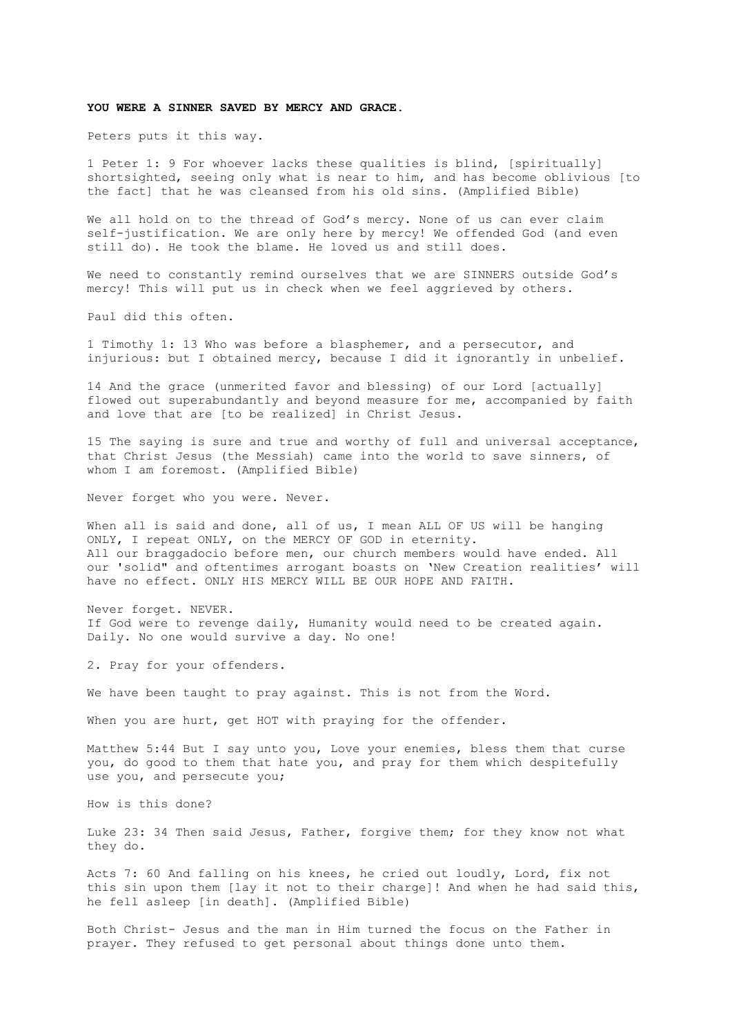**YOU WERE A SINNER SAVED BY MERCY AND GRACE.**

Peters puts it this way.

1 Peter 1: 9 For whoever lacks these qualities is blind, [spiritually] shortsighted, seeing only what is near to him, and has become oblivious [to the fact] that he was cleansed from his old sins. (Amplified Bible)

We all hold on to the thread of God's mercy. None of us can ever claim self-justification. We are only here by mercy! We offended God (and even still do). He took the blame. He loved us and still does.

We need to constantly remind ourselves that we are SINNERS outside God's mercy! This will put us in check when we feel aggrieved by others.

Paul did this often.

1 Timothy 1: 13 Who was before a blasphemer, and a persecutor, and injurious: but I obtained mercy, because I did it ignorantly in unbelief.

14 And the grace (unmerited favor and blessing) of our Lord [actually] flowed out superabundantly and beyond measure for me, accompanied by faith and love that are [to be realized] in Christ Jesus.

15 The saying is sure and true and worthy of full and universal acceptance, that Christ Jesus (the Messiah) came into the world to save sinners, of whom I am foremost. (Amplified Bible)

Never forget who you were. Never.

When all is said and done, all of us, I mean ALL OF US will be hanging ONLY, I repeat ONLY, on the MERCY OF GOD in eternity.
All our braggadocio before men, our church members would have ended. All our 'solid" and oftentimes arrogant boasts on 'New Creation realities' will have no effect. ONLY HIS MERCY WILL BE OUR HOPE AND FAITH.

Never forget. NEVER.
If God were to revenge daily, Humanity would need to be created again. Daily. No one would survive a day. No one!

2. Pray for your offenders.

We have been taught to pray against. This is not from the Word.

When you are hurt, get HOT with praying for the offender.

Matthew 5:44 But I say unto you, Love your enemies, bless them that curse you, do good to them that hate you, and pray for them which despitefully use you, and persecute you;

How is this done?

Luke 23: 34 Then said Jesus, Father, forgive them; for they know not what they do.

Acts 7: 60 And falling on his knees, he cried out loudly, Lord, fix not this sin upon them [lay it not to their charge]! And when he had said this, he fell asleep [in death]. (Amplified Bible)

Both Christ- Jesus and the man in Him turned the focus on the Father in prayer. They refused to get personal about things done unto them.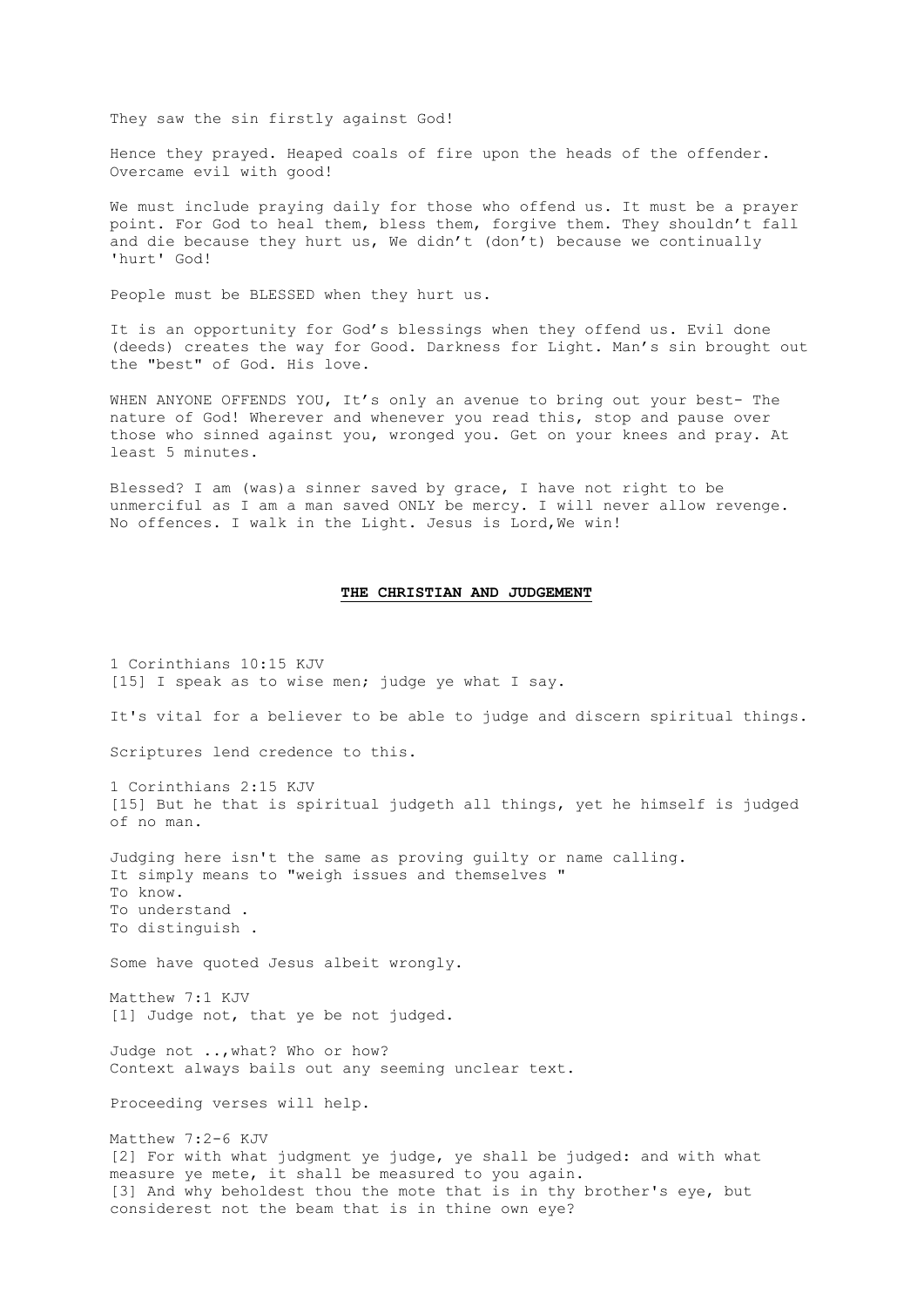They saw the sin firstly against God!

Hence they prayed. Heaped coals of fire upon the heads of the offender. Overcame evil with good!

We must include praying daily for those who offend us. It must be a prayer point. For God to heal them, bless them, forgive them. They shouldn't fall and die because they hurt us, We didn't (don't) because we continually 'hurt' God!

People must be BLESSED when they hurt us.

It is an opportunity for God's blessings when they offend us. Evil done (deeds) creates the way for Good. Darkness for Light. Man's sin brought out the "best" of God. His love.

WHEN ANYONE OFFENDS YOU, It's only an avenue to bring out your best- The nature of God! Wherever and whenever you read this, stop and pause over those who sinned against you, wronged you. Get on your knees and pray. At least 5 minutes.

Blessed? I am (was)a sinner saved by grace, I have not right to be unmerciful as I am a man saved ONLY be mercy. I will never allow revenge. No offences. I walk in the Light. Jesus is Lord,We win!

## THE CHRISTIAN AND JUDGEMENT

1 Corinthians 10:15 KJV
[15] I speak as to wise men; judge ye what I say.

It's vital for a believer to be able to judge and discern spiritual things.

Scriptures lend credence to this.

1 Corinthians 2:15 KJV
[15] But he that is spiritual judgeth all things, yet he himself is judged of no man.

Judging here isn't the same as proving guilty or name calling.
It simply means to "weigh issues and themselves "
To know.
To understand .
To distinguish .

Some have quoted Jesus albeit wrongly.

Matthew 7:1 KJV
[1] Judge not, that ye be not judged.

Judge not ..,what? Who or how?
Context always bails out any seeming unclear text.

Proceeding verses will help.

Matthew 7:2-6 KJV
[2] For with what judgment ye judge, ye shall be judged: and with what measure ye mete, it shall be measured to you again.
[3] And why beholdest thou the mote that is in thy brother's eye, but considerest not the beam that is in thine own eye?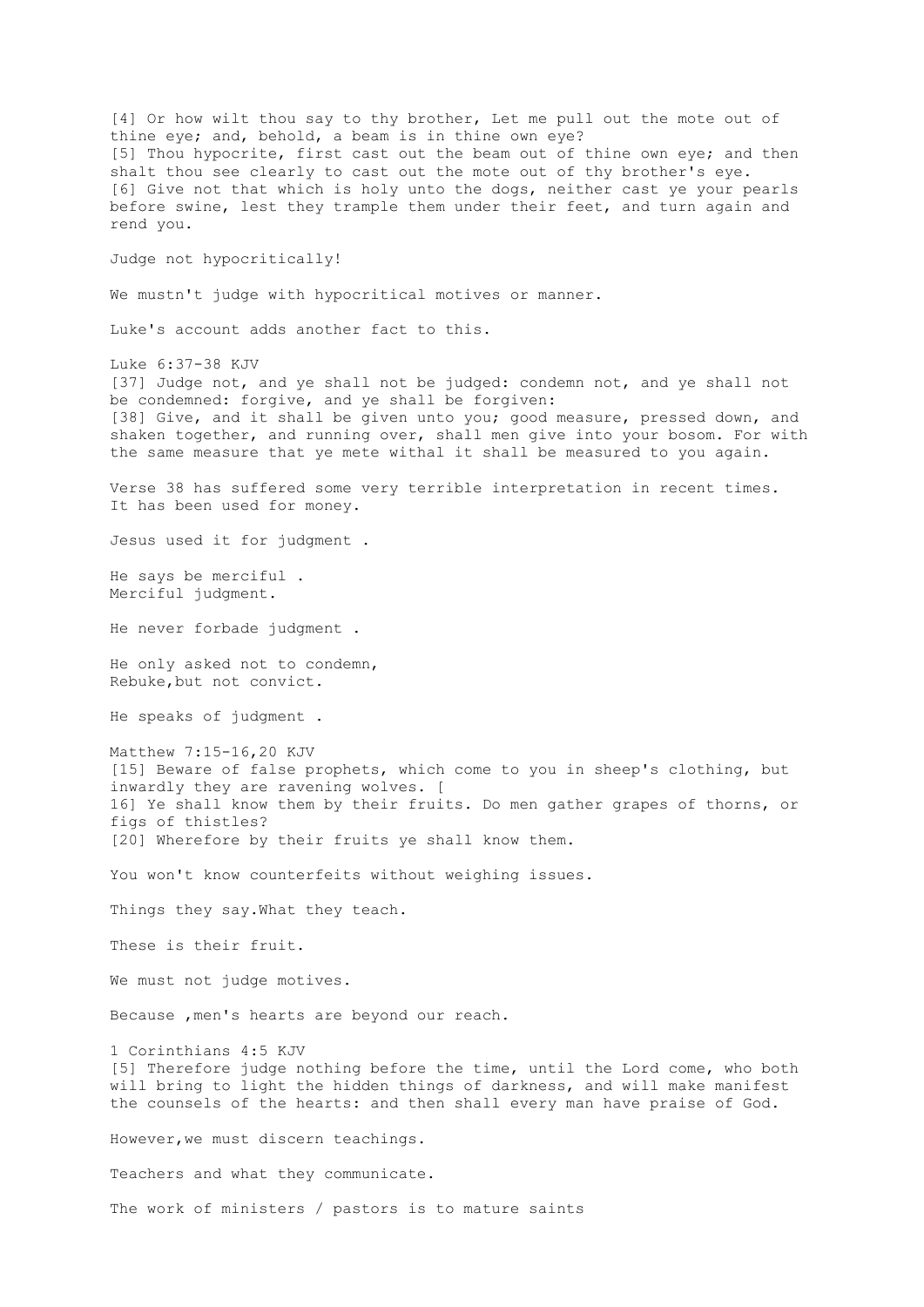[4] Or how wilt thou say to thy brother, Let me pull out the mote out of thine eye; and, behold, a beam is in thine own eye?
[5] Thou hypocrite, first cast out the beam out of thine own eye; and then shalt thou see clearly to cast out the mote out of thy brother's eye.
[6] Give not that which is holy unto the dogs, neither cast ye your pearls before swine, lest they trample them under their feet, and turn again and rend you.

Judge not hypocritically!

We mustn't judge with hypocritical motives or manner.

Luke's account adds another fact to this.

Luke 6:37-38 KJV
[37] Judge not, and ye shall not be judged: condemn not, and ye shall not be condemned: forgive, and ye shall be forgiven:
[38] Give, and it shall be given unto you; good measure, pressed down, and shaken together, and running over, shall men give into your bosom. For with the same measure that ye mete withal it shall be measured to you again.

Verse 38 has suffered some very terrible interpretation in recent times. It has been used for money.

Jesus used it for judgment .

He says be merciful .
Merciful judgment.

He never forbade judgment .

He only asked not to condemn,
Rebuke,but not convict.

He speaks of judgment .

Matthew 7:15-16,20 KJV
[15] Beware of false prophets, which come to you in sheep's clothing, but inwardly they are ravening wolves. [
16] Ye shall know them by their fruits. Do men gather grapes of thorns, or figs of thistles?
[20] Wherefore by their fruits ye shall know them.

You won't know counterfeits without weighing issues.

Things they say.What they teach.

These is their fruit.

We must not judge motives.

Because ,men's hearts are beyond our reach.

1 Corinthians 4:5 KJV
[5] Therefore judge nothing before the time, until the Lord come, who both will bring to light the hidden things of darkness, and will make manifest the counsels of the hearts: and then shall every man have praise of God.

However,we must discern teachings.

Teachers and what they communicate.

The work of ministers / pastors is to mature saints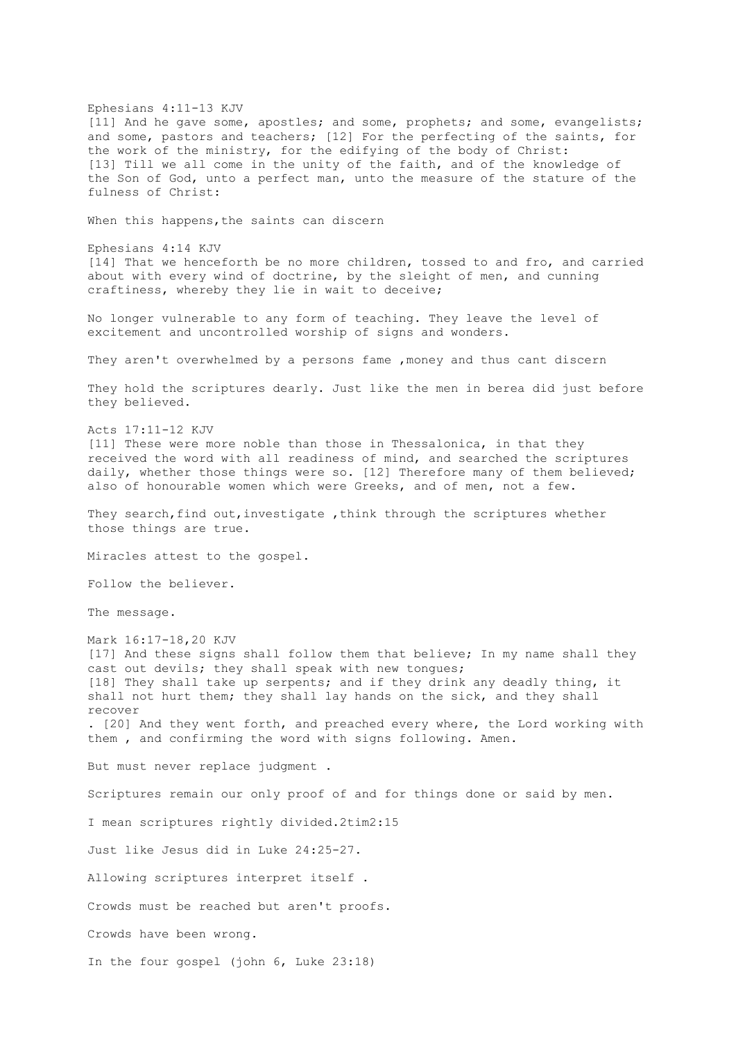Ephesians 4:11-13 KJV
[11] And he gave some, apostles; and some, prophets; and some, evangelists; and some, pastors and teachers; [12] For the perfecting of the saints, for the work of the ministry, for the edifying of the body of Christ:
[13] Till we all come in the unity of the faith, and of the knowledge of the Son of God, unto a perfect man, unto the measure of the stature of the fulness of Christ:

When this happens,the saints can discern

Ephesians 4:14 KJV
[14] That we henceforth be no more children, tossed to and fro, and carried about with every wind of doctrine, by the sleight of men, and cunning craftiness, whereby they lie in wait to deceive;

No longer vulnerable to any form of teaching. They leave the level of excitement and uncontrolled worship of signs and wonders.

They aren't overwhelmed by a persons fame ,money and thus cant discern

They hold the scriptures dearly. Just like the men in berea did just before they believed.

Acts 17:11-12 KJV
[11] These were more noble than those in Thessalonica, in that they received the word with all readiness of mind, and searched the scriptures daily, whether those things were so. [12] Therefore many of them believed; also of honourable women which were Greeks, and of men, not a few.

They search,find out,investigate ,think through the scriptures whether those things are true.

Miracles attest to the gospel.

Follow the believer.

The message.

Mark 16:17-18,20 KJV
[17] And these signs shall follow them that believe; In my name shall they cast out devils; they shall speak with new tongues;
[18] They shall take up serpents; and if they drink any deadly thing, it shall not hurt them; they shall lay hands on the sick, and they shall recover
. [20] And they went forth, and preached every where, the Lord working with them , and confirming the word with signs following. Amen.

But must never replace judgment .

Scriptures remain our only proof of and for things done or said by men.

I mean scriptures rightly divided.2tim2:15

Just like Jesus did in Luke 24:25-27.

Allowing scriptures interpret itself .

Crowds must be reached but aren't proofs.

Crowds have been wrong.

In the four gospel (john 6, Luke 23:18)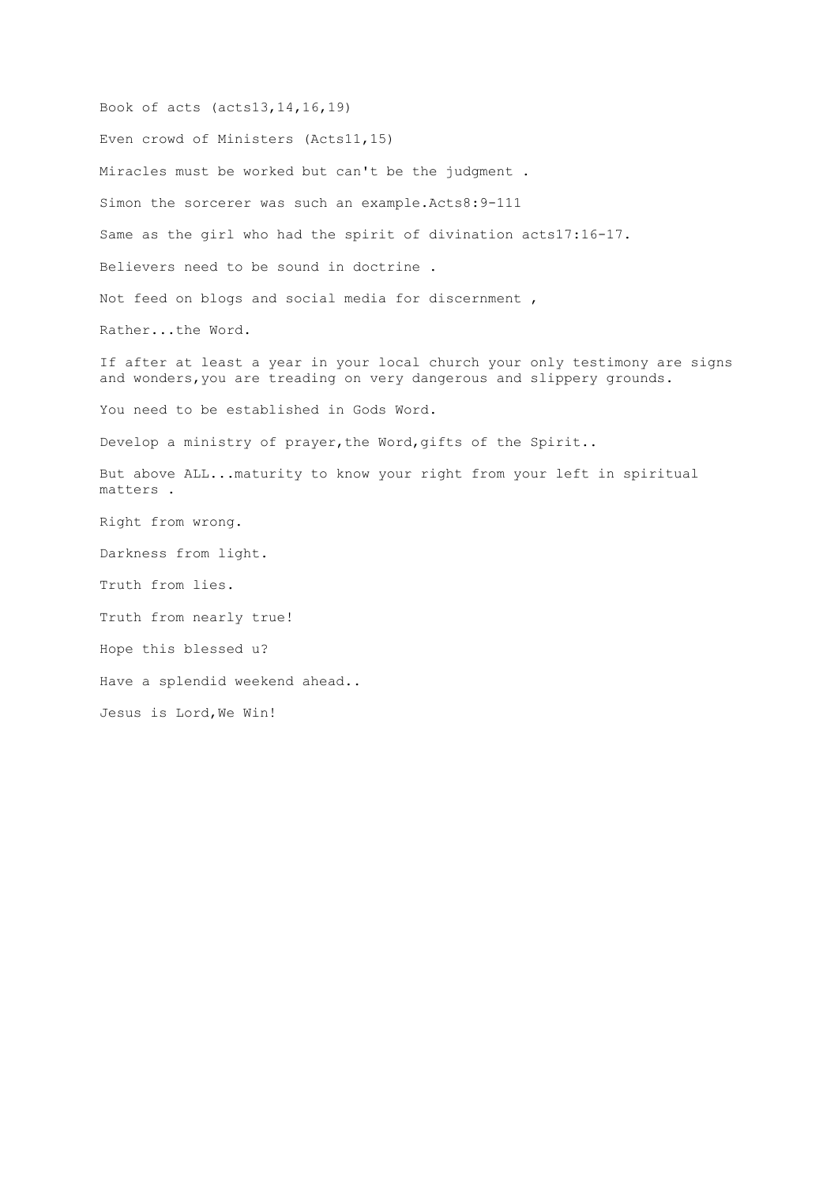Book of acts (acts13,14,16,19)

Even crowd of Ministers (Acts11,15)

Miracles must be worked but can't be the judgment .

Simon the sorcerer was such an example.Acts8:9-111

Same as the girl who had the spirit of divination acts17:16-17.

Believers need to be sound in doctrine .

Not feed on blogs and social media for discernment ,

Rather...the Word.

If after at least a year in your local church your only testimony are signs and wonders,you are treading on very dangerous and slippery grounds.

You need to be established in Gods Word.

Develop a ministry of prayer,the Word,gifts of the Spirit..

But above ALL...maturity to know your right from your left in spiritual matters .

Right from wrong.

Darkness from light.

Truth from lies.

Truth from nearly true!

Hope this blessed u?

Have a splendid weekend ahead..

Jesus is Lord,We Win!